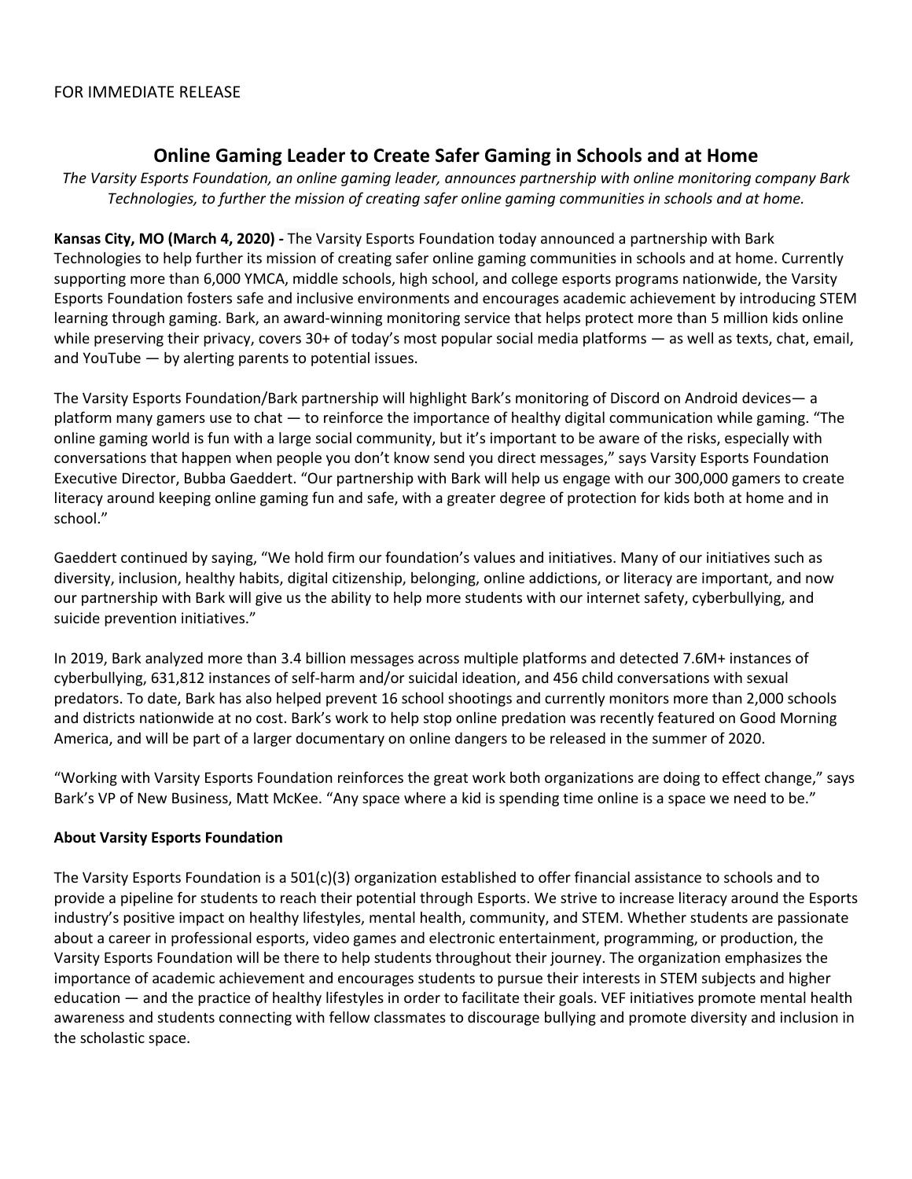FOR IMMEDIATE RELEASE

# Online Gaming Leader to Create Safer Gaming in Schools and at Home

*The Varsity Esports Foundation, an online gaming leader, announces partnership with online monitoring company Bark Technologies, to further the mission of creating safer online gaming communities in schools and at home.*

**Kansas City, MO (March 4, 2020) -** The Varsity Esports Foundation today announced a partnership with Bark Technologies to help further its mission of creating safer online gaming communities in schools and at home. Currently supporting more than 6,000 YMCA, middle schools, high school, and college esports programs nationwide, the Varsity Esports Foundation fosters safe and inclusive environments and encourages academic achievement by introducing STEM learning through gaming. Bark, an award-winning monitoring service that helps protect more than 5 million kids online while preserving their privacy, covers 30+ of today's most popular social media platforms — as well as texts, chat, email, and YouTube — by alerting parents to potential issues.

The Varsity Esports Foundation/Bark partnership will highlight Bark's monitoring of Discord on Android devices— a platform many gamers use to chat — to reinforce the importance of healthy digital communication while gaming. "The online gaming world is fun with a large social community, but it's important to be aware of the risks, especially with conversations that happen when people you don't know send you direct messages," says Varsity Esports Foundation Executive Director, Bubba Gaeddert. "Our partnership with Bark will help us engage with our 300,000 gamers to create literacy around keeping online gaming fun and safe, with a greater degree of protection for kids both at home and in school."

Gaeddert continued by saying, "We hold firm our foundation's values and initiatives. Many of our initiatives such as diversity, inclusion, healthy habits, digital citizenship, belonging, online addictions, or literacy are important, and now our partnership with Bark will give us the ability to help more students with our internet safety, cyberbullying, and suicide prevention initiatives."

In 2019, Bark analyzed more than 3.4 billion messages across multiple platforms and detected 7.6M+ instances of cyberbullying, 631,812 instances of self-harm and/or suicidal ideation, and 456 child conversations with sexual predators. To date, Bark has also helped prevent 16 school shootings and currently monitors more than 2,000 schools and districts nationwide at no cost. Bark's work to help stop online predation was recently featured on Good Morning America, and will be part of a larger documentary on online dangers to be released in the summer of 2020.

"Working with Varsity Esports Foundation reinforces the great work both organizations are doing to effect change," says Bark's VP of New Business, Matt McKee. "Any space where a kid is spending time online is a space we need to be."

**About Varsity Esports Foundation**

The Varsity Esports Foundation is a 501(c)(3) organization established to offer financial assistance to schools and to provide a pipeline for students to reach their potential through Esports. We strive to increase literacy around the Esports industry's positive impact on healthy lifestyles, mental health, community, and STEM. Whether students are passionate about a career in professional esports, video games and electronic entertainment, programming, or production, the Varsity Esports Foundation will be there to help students throughout their journey. The organization emphasizes the importance of academic achievement and encourages students to pursue their interests in STEM subjects and higher education — and the practice of healthy lifestyles in order to facilitate their goals. VEF initiatives promote mental health awareness and students connecting with fellow classmates to discourage bullying and promote diversity and inclusion in the scholastic space.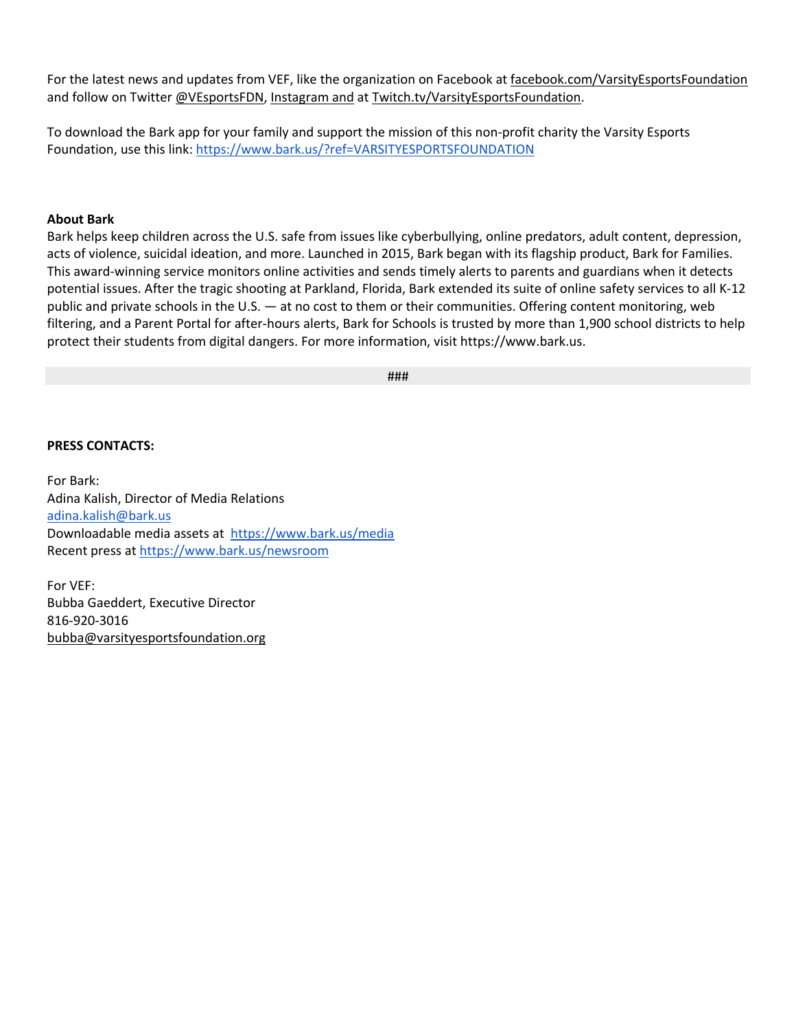For the latest news and updates from VEF, like the organization on Facebook at facebook.com/VarsityEsportsFoundation and follow on Twitter @VEsportsFDN, Instagram and at Twitch.tv/VarsityEsportsFoundation.

To download the Bark app for your family and support the mission of this non-profit charity the Varsity Esports Foundation, use this link: https://www.bark.us/?ref=VARSITYESPORTSFOUNDATION

**About Bark**

Bark helps keep children across the U.S. safe from issues like cyberbullying, online predators, adult content, depression, acts of violence, suicidal ideation, and more. Launched in 2015, Bark began with its flagship product, Bark for Families. This award-winning service monitors online activities and sends timely alerts to parents and guardians when it detects potential issues. After the tragic shooting at Parkland, Florida, Bark extended its suite of online safety services to all K-12 public and private schools in the U.S. — at no cost to them or their communities. Offering content monitoring, web filtering, and a Parent Portal for after-hours alerts, Bark for Schools is trusted by more than 1,900 school districts to help protect their students from digital dangers. For more information, visit https://www.bark.us.

###

**PRESS CONTACTS:**

For Bark:
Adina Kalish, Director of Media Relations
adina.kalish@bark.us
Downloadable media assets at https://www.bark.us/media
Recent press at https://www.bark.us/newsroom

For VEF:
Bubba Gaeddert, Executive Director
816-920-3016
bubba@varsityesportsfoundation.org